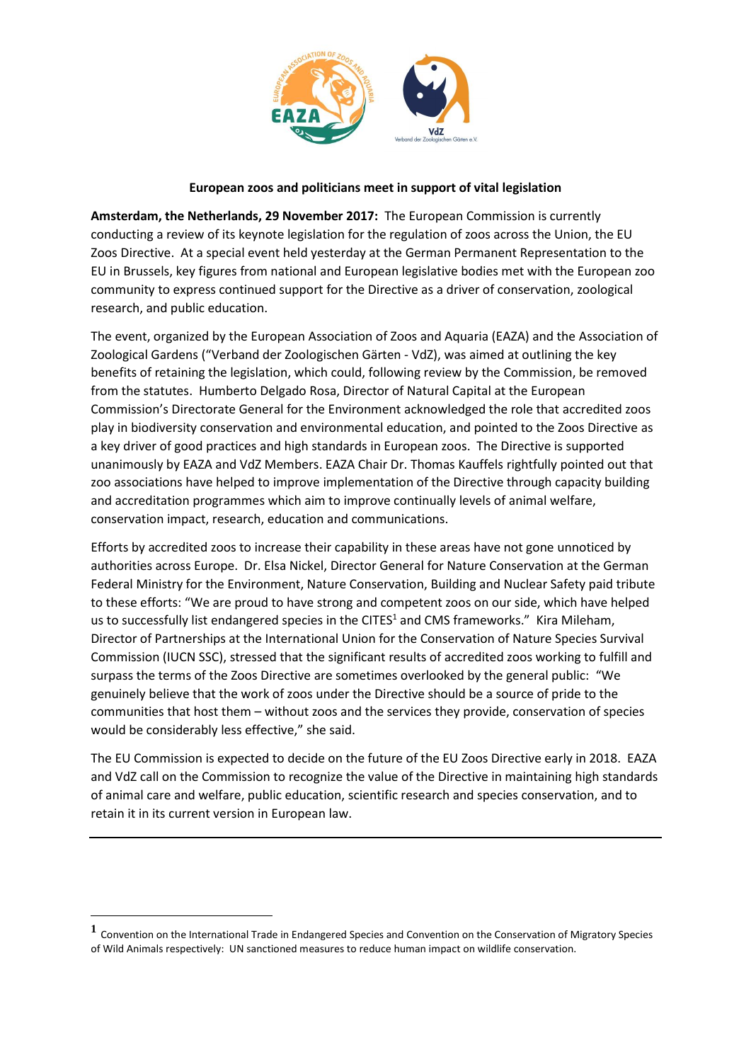**European zoos and politicians meet in support of vital legislation**

**Amsterdam, the Netherlands, 29 November 2017:** The European Commission is currently conducting a review of its keynote legislation for the regulation of zoos across the Union, the EU Zoos Directive. At a special event held yesterday at the German Permanent Representation to the EU in Brussels, key figures from national and European legislative bodies met with the European zoo community to express continued support for the Directive as a driver of conservation, zoological research, and public education.

The event, organized by the European Association of Zoos and Aquaria (EAZA) and the Association of Zoological Gardens ("Verband der Zoologischen Gärten - VdZ), was aimed at outlining the key benefits of retaining the legislation, which could, following review by the Commission, be removed from the statutes. Humberto Delgado Rosa, Director of Natural Capital at the European Commission's Directorate General for the Environment acknowledged the role that accredited zoos play in biodiversity conservation and environmental education, and pointed to the Zoos Directive as a key driver of good practices and high standards in European zoos. The Directive is supported unanimously by EAZA and VdZ Members. EAZA Chair Dr. Thomas Kauffels rightfully pointed out that zoo associations have helped to improve implementation of the Directive through capacity building and accreditation programmes which aim to improve continually levels of animal welfare, conservation impact, research, education and communications.

Efforts by accredited zoos to increase their capability in these areas have not gone unnoticed by authorities across Europe. Dr. Elsa Nickel, Director General for Nature Conservation at the German Federal Ministry for the Environment, Nature Conservation, Building and Nuclear Safety paid tribute to these efforts: "We are proud to have strong and competent zoos on our side, which have helped us to successfully list endangered species in the CITES[1] and CMS frameworks." Kira Mileham, Director of Partnerships at the International Union for the Conservation of Nature Species Survival Commission (IUCN SSC), stressed that the significant results of accredited zoos working to fulfill and surpass the terms of the Zoos Directive are sometimes overlooked by the general public: "We genuinely believe that the work of zoos under the Directive should be a source of pride to the communities that host them – without zoos and the services they provide, conservation of species would be considerably less effective," she said.

The EU Commission is expected to decide on the future of the EU Zoos Directive early in 2018. EAZA and VdZ call on the Commission to recognize the value of the Directive in maintaining high standards of animal care and welfare, public education, scientific research and species conservation, and to retain it in its current version in European law.

---

[1] Convention on the International Trade in Endangered Species and Convention on the Conservation of Migratory Species of Wild Animals respectively: UN sanctioned measures to reduce human impact on wildlife conservation.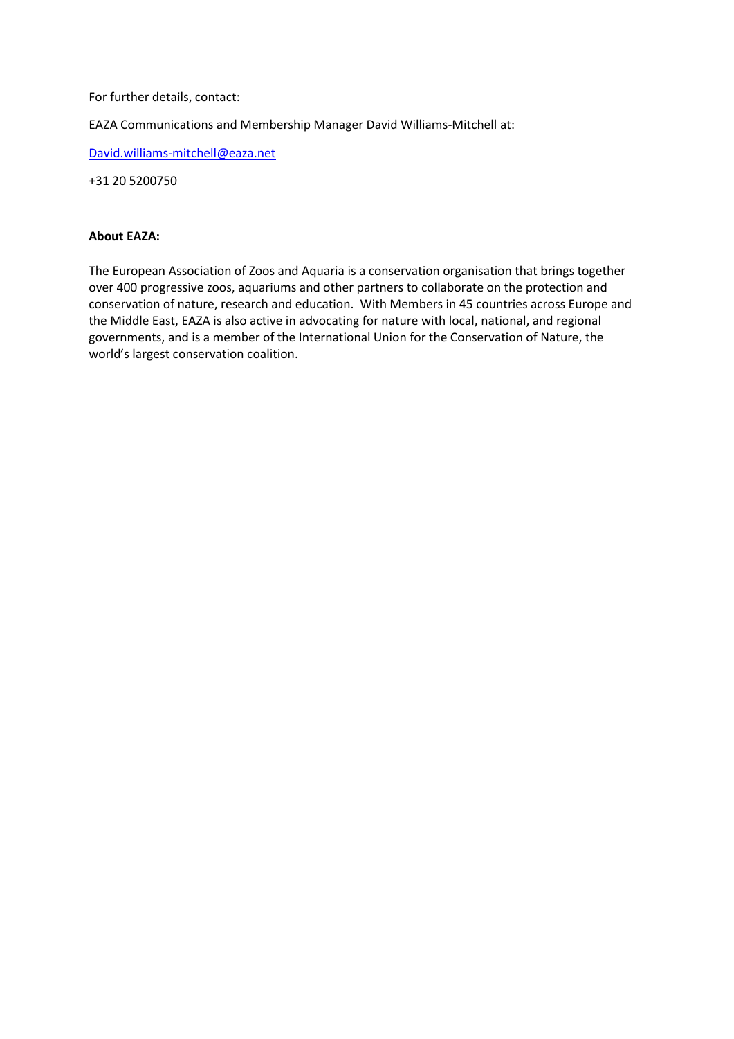For further details, contact:

EAZA Communications and Membership Manager David Williams-Mitchell at:

[David.williams-mitchell@eaza.net](mailto:David.williams-mitchell@eaza.net)

+31 20 5200750

**About EAZA:**

The European Association of Zoos and Aquaria is a conservation organisation that brings together over 400 progressive zoos, aquariums and other partners to collaborate on the protection and conservation of nature, research and education. With Members in 45 countries across Europe and the Middle East, EAZA is also active in advocating for nature with local, national, and regional governments, and is a member of the International Union for the Conservation of Nature, the world's largest conservation coalition.